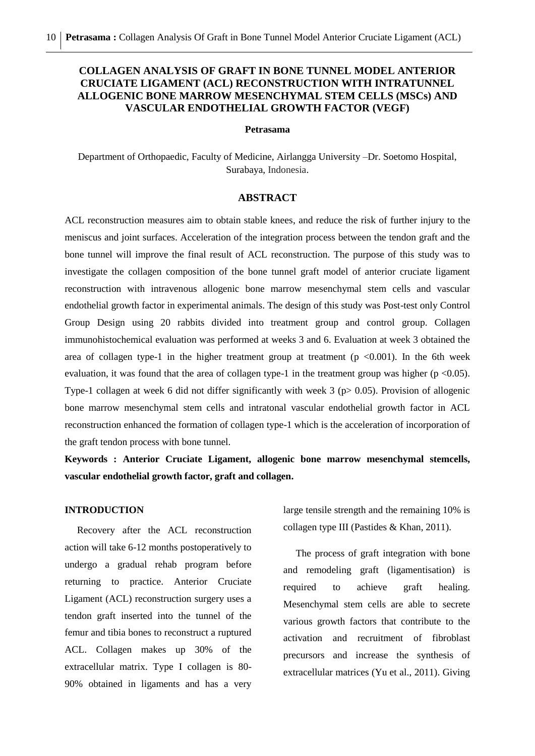# COLLAGEN ANALYSIS OF GRAFT IN BONE TUNNEL MODEL ANTERIOR CRUCIATE LIGAMENT (ACL) RECONSTRUCTION WITH INTRATUNNEL ALLOGENIC BONE MARROW MESENCHYMAL STEM CELLS (MSCs) AND VASCULAR ENDOTHELIAL GROWTH FACTOR (VEGF)

**Petrasama**

Department of Orthopaedic, Faculty of Medicine, Airlangga University –Dr. Soetomo Hospital, Surabaya, Indonesia.

## ABSTRACT

ACL reconstruction measures aim to obtain stable knees, and reduce the risk of further injury to the meniscus and joint surfaces. Acceleration of the integration process between the tendon graft and the bone tunnel will improve the final result of ACL reconstruction. The purpose of this study was to investigate the collagen composition of the bone tunnel graft model of anterior cruciate ligament reconstruction with intravenous allogenic bone marrow mesenchymal stem cells and vascular endothelial growth factor in experimental animals. The design of this study was Post-test only Control Group Design using 20 rabbits divided into treatment group and control group. Collagen immunohistochemical evaluation was performed at weeks 3 and 6. Evaluation at week 3 obtained the area of collagen type-1 in the higher treatment group at treatment ($p < 0.001$). In the 6th week evaluation, it was found that the area of collagen type-1 in the treatment group was higher ($p < 0.05$). Type-1 collagen at week 6 did not differ significantly with week 3 ($p > 0.05$). Provision of allogenic bone marrow mesenchymal stem cells and intratonal vascular endothelial growth factor in ACL reconstruction enhanced the formation of collagen type-1 which is the acceleration of incorporation of the graft tendon process with bone tunnel.

**Keywords : Anterior Cruciate Ligament, allogenic bone marrow mesenchymal stemcells, vascular endothelial growth factor, graft and collagen.**

## INTRODUCTION

Recovery after the ACL reconstruction action will take 6-12 months postoperatively to undergo a gradual rehab program before returning to practice. Anterior Cruciate Ligament (ACL) reconstruction surgery uses a tendon graft inserted into the tunnel of the femur and tibia bones to reconstruct a ruptured ACL. Collagen makes up 30% of the extracellular matrix. Type I collagen is 80-90% obtained in ligaments and has a very large tensile strength and the remaining 10% is collagen type III (Pastides & Khan, 2011).

The process of graft integration with bone and remodeling graft (ligamentisation) is required to achieve graft healing. Mesenchymal stem cells are able to secrete various growth factors that contribute to the activation and recruitment of fibroblast precursors and increase the synthesis of extracellular matrices (Yu et al., 2011). Giving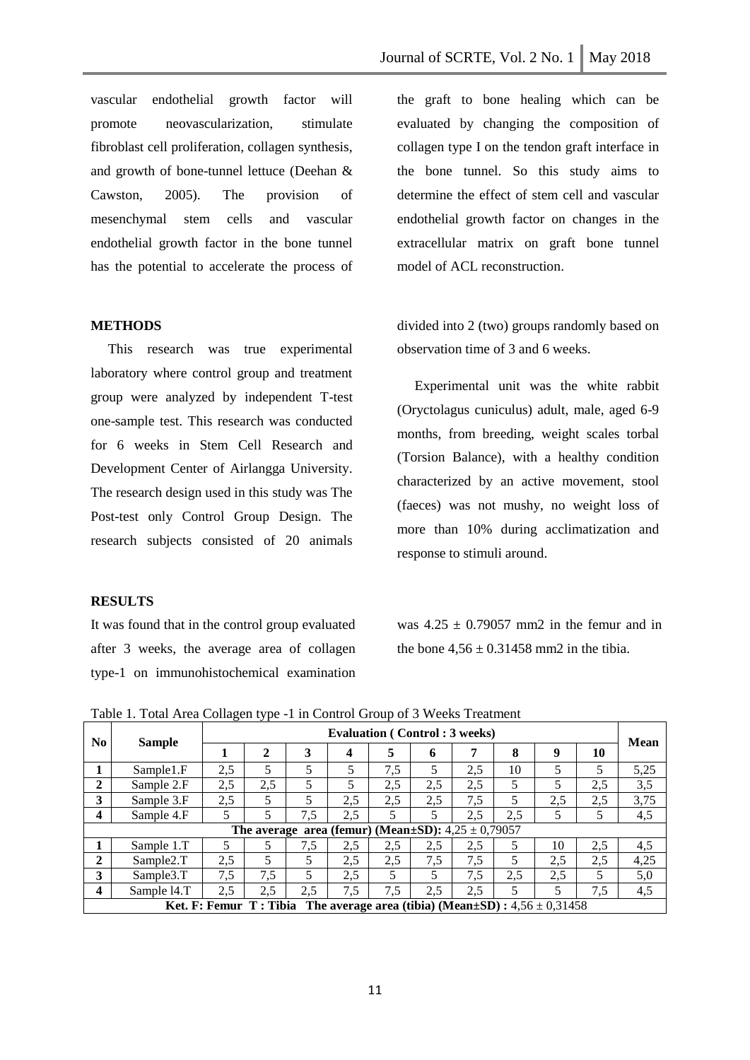vascular endothelial growth factor will promote neovascularization, stimulate fibroblast cell proliferation, collagen synthesis, and growth of bone-tunnel lettuce (Deehan & Cawston, 2005). The provision of mesenchymal stem cells and vascular endothelial growth factor in the bone tunnel has the potential to accelerate the process of the graft to bone healing which can be evaluated by changing the composition of collagen type I on the tendon graft interface in the bone tunnel. So this study aims to determine the effect of stem cell and vascular endothelial growth factor on changes in the extracellular matrix on graft bone tunnel model of ACL reconstruction.

## METHODS

This research was true experimental laboratory where control group and treatment group were analyzed by independent T-test one-sample test. This research was conducted for 6 weeks in Stem Cell Research and Development Center of Airlangga University. The research design used in this study was The Post-test only Control Group Design. The research subjects consisted of 20 animals divided into 2 (two) groups randomly based on observation time of 3 and 6 weeks.

Experimental unit was the white rabbit (Oryctolagus cuniculus) adult, male, aged 6-9 months, from breeding, weight scales torbal (Torsion Balance), with a healthy condition characterized by an active movement, stool (faeces) was not mushy, no weight loss of more than 10% during acclimatization and response to stimuli around.

## RESULTS

It was found that in the control group evaluated after 3 weeks, the average area of collagen type-1 on immunohistochemical examination was $4.25 \pm 0.79057$ mm2 in the femur and in the bone $4{,}56 \pm 0.31458$ mm2 in the tibia.

Table 1. Total Area Collagen type -1 in Control Group of 3 Weeks Treatment

| No | Sample | Evaluation ( Control : 3 weeks) | | | | | | | | | | Mean |
|---|---|---|---|---|---|---|---|---|---|---|---|---|
| | | 1 | 2 | 3 | 4 | 5 | 6 | 7 | 8 | 9 | 10 | |
| 1 | Sample1.F | 2,5 | 5 | 5 | 5 | 7,5 | 5 | 2,5 | 10 | 5 | 5 | 5,25 |
| 2 | Sample 2.F | 2,5 | 2,5 | 5 | 5 | 2,5 | 2,5 | 2,5 | 5 | 5 | 2,5 | 3,5 |
| 3 | Sample 3.F | 2,5 | 5 | 5 | 2,5 | 2,5 | 2,5 | 7,5 | 5 | 2,5 | 2,5 | 3,75 |
| 4 | Sample 4.F | 5 | 5 | 7,5 | 2,5 | 5 | 5 | 2,5 | 2,5 | 5 | 5 | 4,5 |
| **The average area (femur) (Mean±SD):** 4,25 ± 0,79057 | | | | | | | | | | | | |
| 1 | Sample 1.T | 5 | 5 | 7,5 | 2,5 | 2,5 | 2,5 | 2,5 | 5 | 10 | 2,5 | 4,5 |
| 2 | Sample2.T | 2,5 | 5 | 5 | 2,5 | 2,5 | 7,5 | 7,5 | 5 | 2,5 | 2,5 | 4,25 |
| 3 | Sample3.T | 7,5 | 7,5 | 5 | 2,5 | 5 | 5 | 7,5 | 2,5 | 2,5 | 5 | 5,0 |
| 4 | Sample l4.T | 2,5 | 2,5 | 2,5 | 7,5 | 7,5 | 2,5 | 2,5 | 5 | 5 | 7,5 | 4,5 |
| **Ket. F: Femur T : Tibia The average area (tibia) (Mean±SD) :** 4,56 ± 0,31458 | | | | | | | | | | | | |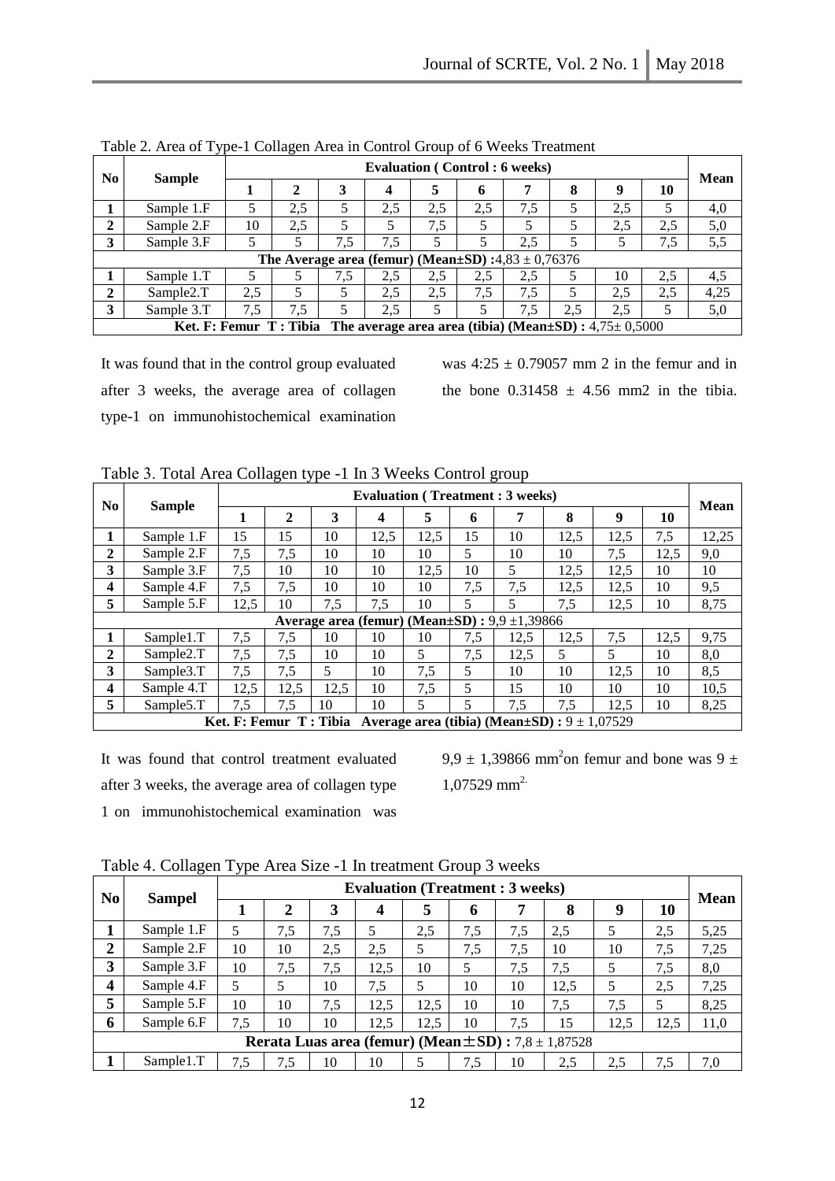Table 2. Area of Type-1 Collagen Area in Control Group of 6 Weeks Treatment

| No | Sample | Evaluation ( Control : 6 weeks) | | | | | | | | | | Mean |
|---|---|---|---|---|---|---|---|---|---|---|---|---|
| | | 1 | 2 | 3 | 4 | 5 | 6 | 7 | 8 | 9 | 10 | |
| 1 | Sample 1.F | 5 | 2,5 | 5 | 2,5 | 2,5 | 2,5 | 7,5 | 5 | 2,5 | 5 | 4,0 |
| 2 | Sample 2.F | 10 | 2,5 | 5 | 5 | 7,5 | 5 | 5 | 5 | 2,5 | 2,5 | 5,0 |
| 3 | Sample 3.F | 5 | 5 | 7,5 | 7,5 | 5 | 5 | 2,5 | 5 | 5 | 7,5 | 5,5 |
| **The Average area (femur) (Mean±SD) :** 4,83 ± 0,76376 | | | | | | | | | | | | |
| 1 | Sample 1.T | 5 | 5 | 7,5 | 2,5 | 2,5 | 2,5 | 2,5 | 5 | 10 | 2,5 | 4,5 |
| 2 | Sample2.T | 2,5 | 5 | 5 | 2,5 | 2,5 | 7,5 | 7,5 | 5 | 2,5 | 2,5 | 4,25 |
| 3 | Sample 3.T | 7,5 | 7,5 | 5 | 2,5 | 5 | 5 | 7,5 | 2,5 | 2,5 | 5 | 5,0 |
| **Ket. F: Femur T : Tibia The average area area (tibia) (Mean±SD) :** 4,75± 0,5000 | | | | | | | | | | | | |

It was found that in the control group evaluated after 3 weeks, the average area of collagen type-1 on immunohistochemical examination was 4:25 ± 0.79057 mm 2 in the femur and in the bone 0.31458 ± 4.56 mm2 in the tibia.

Table 3. Total Area Collagen type -1 In 3 Weeks Control group

| No | Sample | Evaluation ( Treatment : 3 weeks) | | | | | | | | | | Mean |
|---|---|---|---|---|---|---|---|---|---|---|---|---|
| | | 1 | 2 | 3 | 4 | 5 | 6 | 7 | 8 | 9 | 10 | |
| 1 | Sample 1.F | 15 | 15 | 10 | 12,5 | 12,5 | 15 | 10 | 12,5 | 12,5 | 7,5 | 12,25 |
| 2 | Sample 2.F | 7,5 | 7,5 | 10 | 10 | 10 | 5 | 10 | 10 | 7,5 | 12,5 | 9,0 |
| 3 | Sample 3.F | 7,5 | 10 | 10 | 10 | 12,5 | 10 | 5 | 12,5 | 12,5 | 10 | 10 |
| 4 | Sample 4.F | 7,5 | 7,5 | 10 | 10 | 10 | 7,5 | 7,5 | 12,5 | 12,5 | 10 | 9,5 |
| 5 | Sample 5.F | 12,5 | 10 | 7,5 | 7,5 | 10 | 5 | 5 | 7,5 | 12,5 | 10 | 8,75 |
| **Average area (femur) (Mean±SD) :** 9,9 ±1,39866 | | | | | | | | | | | | |
| 1 | Sample1.T | 7,5 | 7,5 | 10 | 10 | 10 | 7,5 | 12,5 | 12,5 | 7,5 | 12,5 | 9,75 |
| 2 | Sample2.T | 7,5 | 7,5 | 10 | 10 | 5 | 7,5 | 12,5 | 5 | 5 | 10 | 8,0 |
| 3 | Sample3.T | 7,5 | 7,5 | 5 | 10 | 7,5 | 5 | 10 | 10 | 12,5 | 10 | 8,5 |
| 4 | Sample 4.T | 12,5 | 12,5 | 12,5 | 10 | 7,5 | 5 | 15 | 10 | 10 | 10 | 10,5 |
| 5 | Sample5.T | 7,5 | 7,5 | 10 | 10 | 5 | 5 | 7,5 | 7,5 | 12,5 | 10 | 8,25 |
| **Ket. F: Femur T : Tibia Average area (tibia) (Mean±SD) :** 9 ± 1,07529 | | | | | | | | | | | | |

It was found that control treatment evaluated after 3 weeks, the average area of collagen type 1 on immunohistochemical examination was 9,9 ± 1,39866 mm$^2$on femur and bone was 9 ± 1,07529 mm$^2$.

Table 4. Collagen Type Area Size -1 In treatment Group 3 weeks

| No | Sampel | Evaluation (Treatment : 3 weeks) | | | | | | | | | | Mean |
|---|---|---|---|---|---|---|---|---|---|---|---|---|
| | | 1 | 2 | 3 | 4 | 5 | 6 | 7 | 8 | 9 | 10 | |
| 1 | Sample 1.F | 5 | 7,5 | 7,5 | 5 | 2,5 | 7,5 | 7,5 | 2,5 | 5 | 2,5 | 5,25 |
| 2 | Sample 2.F | 10 | 10 | 2,5 | 2,5 | 5 | 7,5 | 7,5 | 10 | 10 | 7,5 | 7,25 |
| 3 | Sample 3.F | 10 | 7,5 | 7,5 | 12,5 | 10 | 5 | 7,5 | 7,5 | 5 | 7,5 | 8,0 |
| 4 | Sample 4.F | 5 | 5 | 10 | 7,5 | 5 | 10 | 10 | 12,5 | 5 | 2,5 | 7,25 |
| 5 | Sample 5.F | 10 | 10 | 7,5 | 12,5 | 12,5 | 10 | 10 | 7,5 | 7,5 | 5 | 8,25 |
| 6 | Sample 6.F | 7,5 | 10 | 10 | 12,5 | 12,5 | 10 | 7,5 | 15 | 12,5 | 12,5 | 11,0 |
| **Rerata Luas area (femur) (Mean±SD) :** 7,8 ± 1,87528 | | | | | | | | | | | | |
| 1 | Sample1.T | 7,5 | 7,5 | 10 | 10 | 5 | 7,5 | 10 | 2,5 | 2,5 | 7,5 | 7,0 |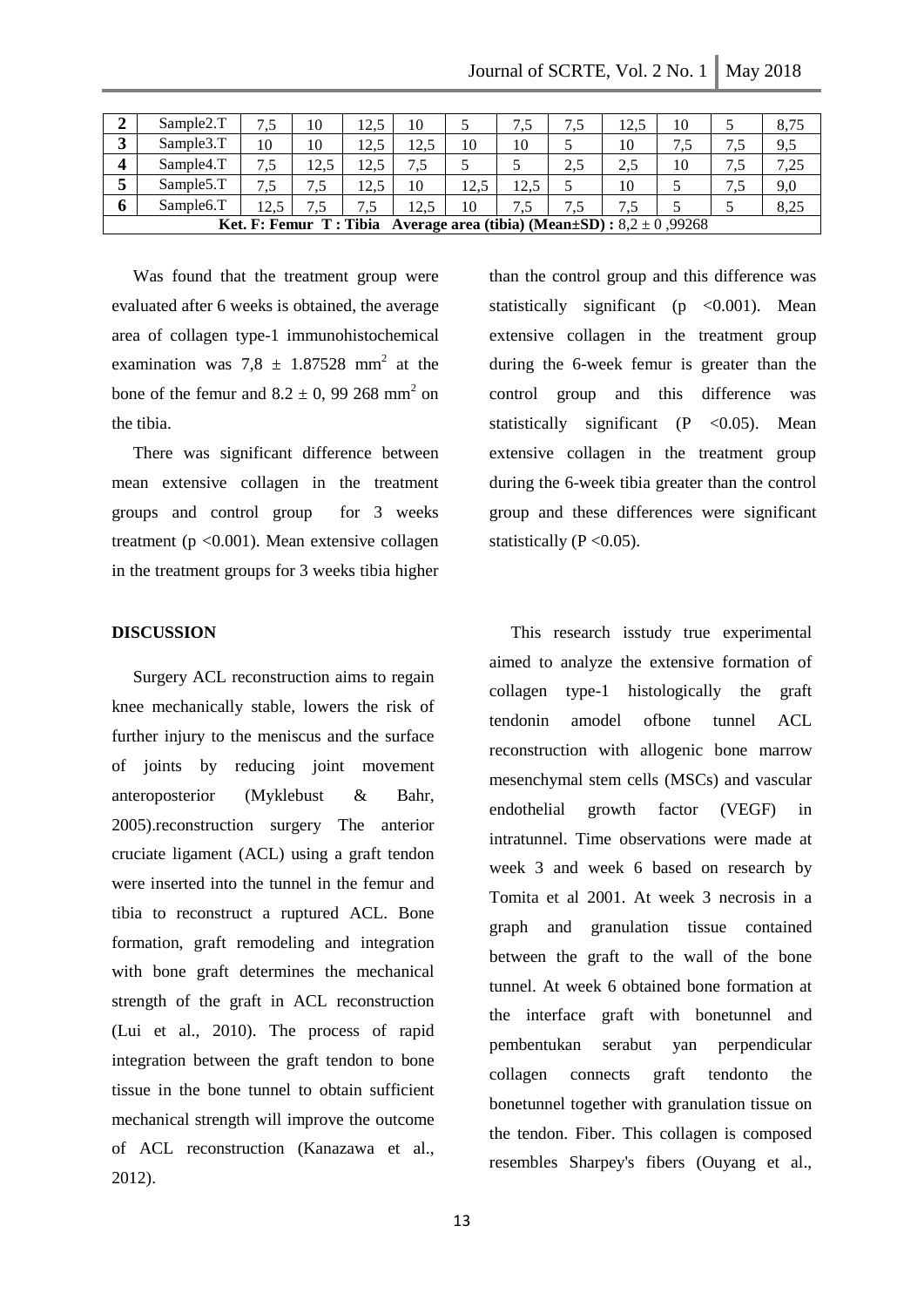| 2 | Sample2.T | 7,5 | 10 | 12,5 | 10 | 5 | 7,5 | 7,5 | 12,5 | 10 | 5 | 8,75 |
|---|---|---|---|---|---|---|---|---|---|---|---|---|
| 3 | Sample3.T | 10 | 10 | 12,5 | 12,5 | 10 | 10 | 5 | 10 | 7,5 | 7,5 | 9,5 |
| 4 | Sample4.T | 7,5 | 12,5 | 12,5 | 7,5 | 5 | 5 | 2,5 | 2,5 | 10 | 7,5 | 7,25 |
| 5 | Sample5.T | 7,5 | 7,5 | 12,5 | 10 | 12,5 | 12,5 | 5 | 10 | 5 | 7,5 | 9,0 |
| 6 | Sample6.T | 12,5 | 7,5 | 7,5 | 12,5 | 10 | 7,5 | 7,5 | 7,5 | 5 | 5 | 8,25 |
| **Ket. F: Femur T : Tibia Average area (tibia) (Mean±SD) :** 8,2 ± 0 ,99268 | | | | | | | | | | | | |

Was found that the treatment group were evaluated after 6 weeks is obtained, the average area of collagen type-1 immunohistochemical examination was 7,8 ± 1.87528 mm$^2$ at the bone of the femur and 8.2 ± 0, 99 268 mm$^2$ on the tibia.

There was significant difference between mean extensive collagen in the treatment groups and control group for 3 weeks treatment ($p < 0.001$). Mean extensive collagen in the treatment groups for 3 weeks tibia higher than the control group and this difference was statistically significant ($p < 0.001$). Mean extensive collagen in the treatment group during the 6-week femur is greater than the control group and this difference was statistically significant ($P < 0.05$). Mean extensive collagen in the treatment group during the 6-week tibia greater than the control group and these differences were significant statistically ($P < 0.05$).

## DISCUSSION

Surgery ACL reconstruction aims to regain knee mechanically stable, lowers the risk of further injury to the meniscus and the surface of joints by reducing joint movement anteroposterior (Myklebust & Bahr, 2005).reconstruction surgery The anterior cruciate ligament (ACL) using a graft tendon were inserted into the tunnel in the femur and tibia to reconstruct a ruptured ACL. Bone formation, graft remodeling and integration with bone graft determines the mechanical strength of the graft in ACL reconstruction (Lui et al., 2010). The process of rapid integration between the graft tendon to bone tissue in the bone tunnel to obtain sufficient mechanical strength will improve the outcome of ACL reconstruction (Kanazawa et al., 2012).

This research isstudy true experimental aimed to analyze the extensive formation of collagen type-1 histologically the graft tendonin amodel ofbone tunnel ACL reconstruction with allogenic bone marrow mesenchymal stem cells (MSCs) and vascular endothelial growth factor (VEGF) in intratunnel. Time observations were made at week 3 and week 6 based on research by Tomita et al 2001. At week 3 necrosis in a graph and granulation tissue contained between the graft to the wall of the bone tunnel. At week 6 obtained bone formation at the interface graft with bonetunnel and pembentukan serabut yan perpendicular collagen connects graft tendonto the bonetunnel together with granulation tissue on the tendon. Fiber. This collagen is composed resembles Sharpey's fibers (Ouyang et al.,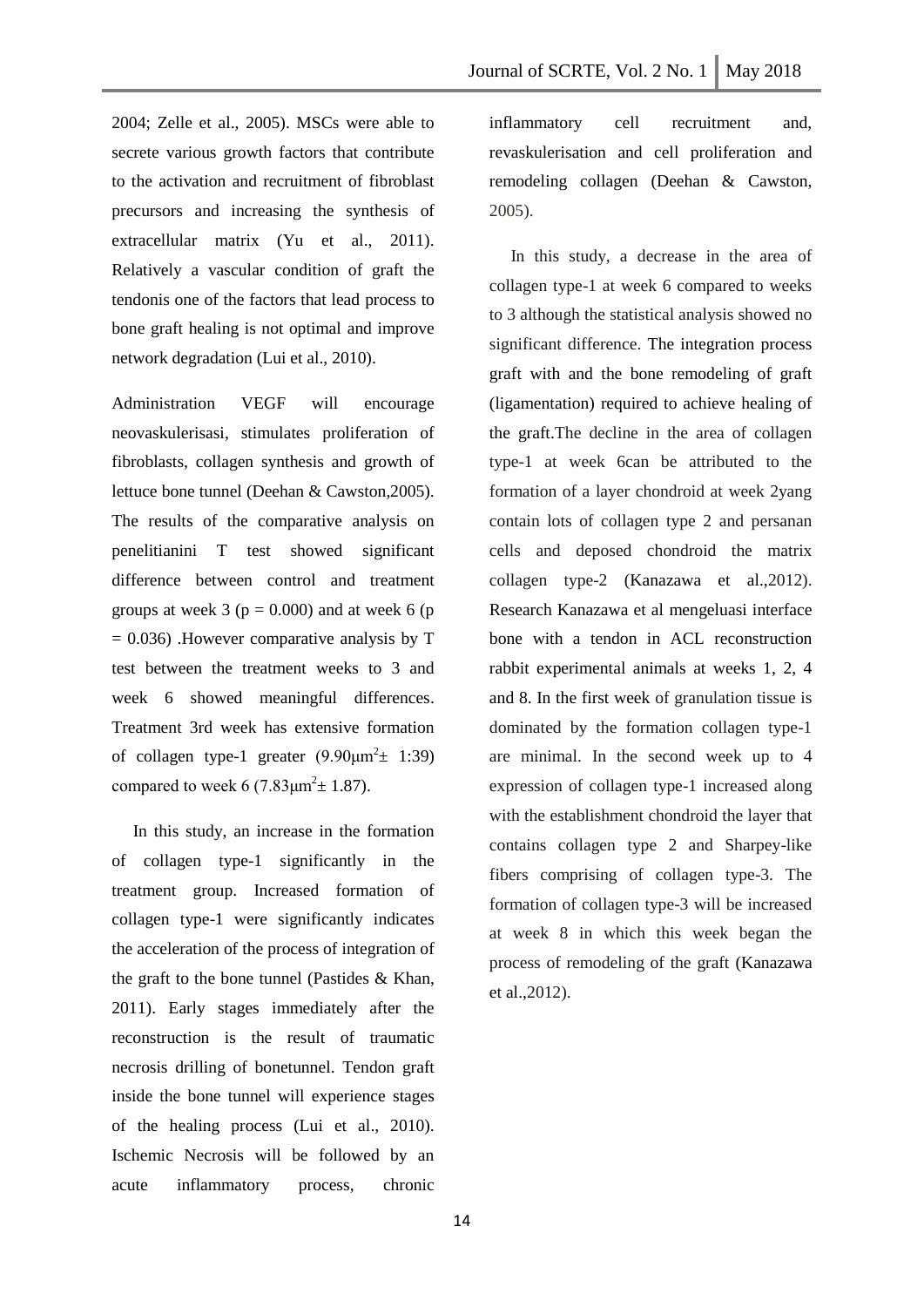2004; Zelle et al., 2005). MSCs were able to secrete various growth factors that contribute to the activation and recruitment of fibroblast precursors and increasing the synthesis of extracellular matrix (Yu et al., 2011). Relatively a vascular condition of graft the tendonis one of the factors that lead process to bone graft healing is not optimal and improve network degradation (Lui et al., 2010).

Administration VEGF will encourage neovaskulerisasi, stimulates proliferation of fibroblasts, collagen synthesis and growth of lettuce bone tunnel (Deehan & Cawston,2005). The results of the comparative analysis on penelitianini T test showed significant difference between control and treatment groups at week 3 ($p = 0.000$) and at week 6 ($p = 0.036$) .However comparative analysis by T test between the treatment weeks to 3 and week 6 showed meaningful differences. Treatment 3rd week has extensive formation of collagen type-1 greater ($9.90\mu m^2 \pm$ 1:39) compared to week 6 ($7.83\mu m^2 \pm 1.87$).

In this study, an increase in the formation of collagen type-1 significantly in the treatment group. Increased formation of collagen type-1 were significantly indicates the acceleration of the process of integration of the graft to the bone tunnel (Pastides & Khan, 2011). Early stages immediately after the reconstruction is the result of traumatic necrosis drilling of bonetunnel. Tendon graft inside the bone tunnel will experience stages of the healing process (Lui et al., 2010). Ischemic Necrosis will be followed by an acute inflammatory process, chronic inflammatory cell recruitment and, revaskulerisation and cell proliferation and remodeling collagen (Deehan & Cawston, 2005).

In this study, a decrease in the area of collagen type-1 at week 6 compared to weeks to 3 although the statistical analysis showed no significant difference. The integration process graft with and the bone remodeling of graft (ligamentation) required to achieve healing of the graft.The decline in the area of collagen type-1 at week 6can be attributed to the formation of a layer chondroid at week 2yang contain lots of collagen type 2 and persanan cells and deposed chondroid the matrix collagen type-2 (Kanazawa et al.,2012). Research Kanazawa et al mengeluasi interface bone with a tendon in ACL reconstruction rabbit experimental animals at weeks 1, 2, 4 and 8. In the first week of granulation tissue is dominated by the formation collagen type-1 are minimal. In the second week up to 4 expression of collagen type-1 increased along with the establishment chondroid the layer that contains collagen type 2 and Sharpey-like fibers comprising of collagen type-3. The formation of collagen type-3 will be increased at week 8 in which this week began the process of remodeling of the graft (Kanazawa et al.,2012).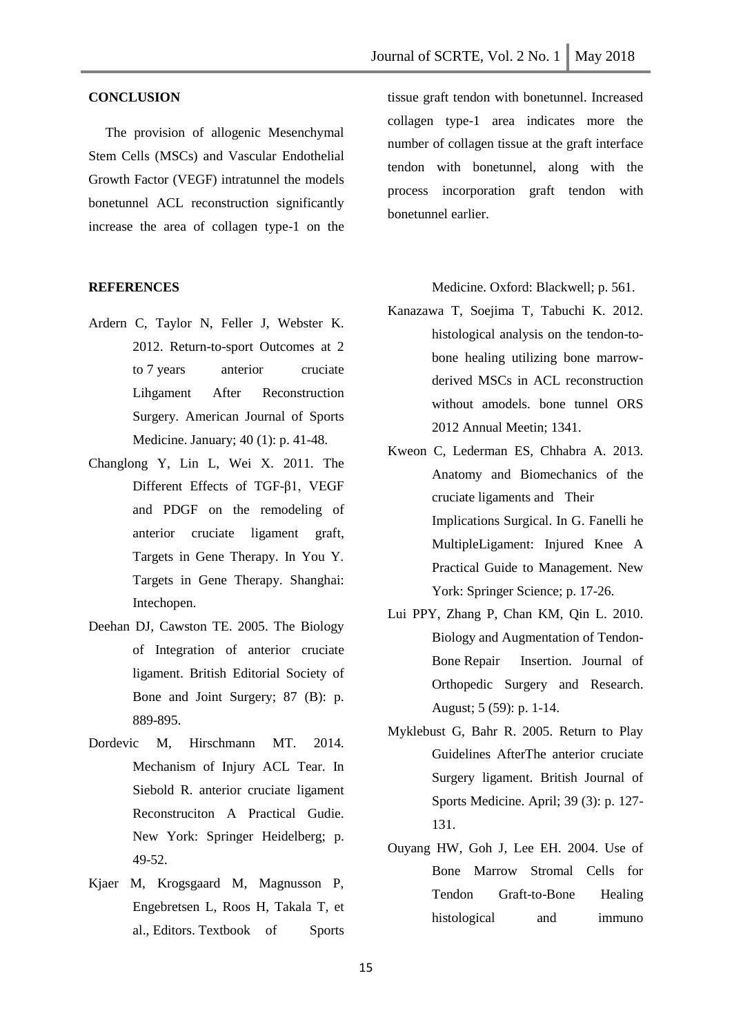## CONCLUSION

The provision of allogenic Mesenchymal Stem Cells (MSCs) and Vascular Endothelial Growth Factor (VEGF) intratunnel the models bonetunnel ACL reconstruction significantly increase the area of collagen type-1 on the tissue graft tendon with bonetunnel. Increased collagen type-1 area indicates more the number of collagen tissue at the graft interface tendon with bonetunnel, along with the process incorporation graft tendon with bonetunnel earlier.

## REFERENCES

Ardern C, Taylor N, Feller J, Webster K. 2012. Return-to-sport Outcomes at 2 to 7 years anterior cruciate Lihgament After Reconstruction Surgery. American Journal of Sports Medicine. January; 40 (1): p. 41-48.

Changlong Y, Lin L, Wei X. 2011. The Different Effects of TGF-β1, VEGF and PDGF on the remodeling of anterior cruciate ligament graft, Targets in Gene Therapy. In You Y. Targets in Gene Therapy. Shanghai: Intechopen.

Deehan DJ, Cawston TE. 2005. The Biology of Integration of anterior cruciate ligament. British Editorial Society of Bone and Joint Surgery; 87 (B): p. 889-895.

Dordevic M, Hirschmann MT. 2014. Mechanism of Injury ACL Tear. In Siebold R. anterior cruciate ligament Reconstruciton A Practical Gudie. New York: Springer Heidelberg; p. 49-52.

Kjaer M, Krogsgaard M, Magnusson P, Engebretsen L, Roos H, Takala T, et al., Editors. Textbook of Sports Medicine. Oxford: Blackwell; p. 561.

Kanazawa T, Soejima T, Tabuchi K. 2012. histological analysis on the tendon-to-bone healing utilizing bone marrow-derived MSCs in ACL reconstruction without amodels. bone tunnel ORS 2012 Annual Meetin; 1341.

Kweon C, Lederman ES, Chhabra A. 2013. Anatomy and Biomechanics of the cruciate ligaments and Their Implications Surgical. In G. Fanelli he MultipleLigament: Injured Knee A Practical Guide to Management. New York: Springer Science; p. 17-26.

Lui PPY, Zhang P, Chan KM, Qin L. 2010. Biology and Augmentation of Tendon-Bone Repair Insertion. Journal of Orthopedic Surgery and Research. August; 5 (59): p. 1-14.

Myklebust G, Bahr R. 2005. Return to Play Guidelines AfterThe anterior cruciate Surgery ligament. British Journal of Sports Medicine. April; 39 (3): p. 127-131.

Ouyang HW, Goh J, Lee EH. 2004. Use of Bone Marrow Stromal Cells for Tendon Graft-to-Bone Healing histological and immuno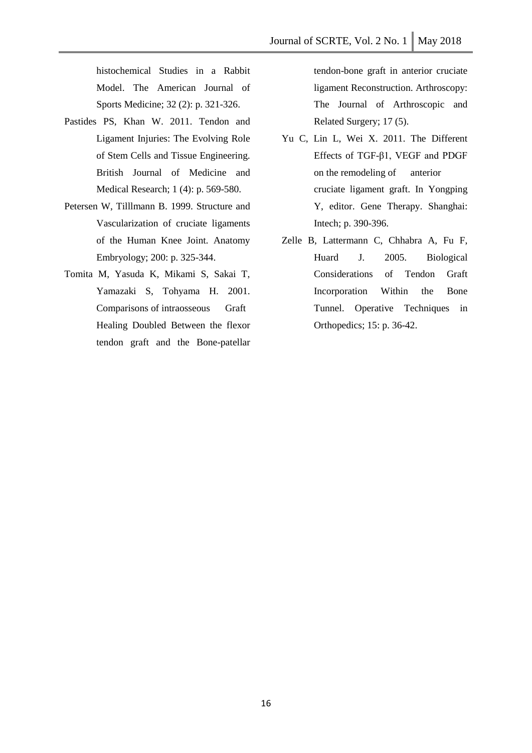histochemical Studies in a Rabbit Model. The American Journal of Sports Medicine; 32 (2): p. 321-326.

Pastides PS, Khan W. 2011. Tendon and Ligament Injuries: The Evolving Role of Stem Cells and Tissue Engineering. British Journal of Medicine and Medical Research; 1 (4): p. 569-580.

Petersen W, Tilllmann B. 1999. Structure and Vascularization of cruciate ligaments of the Human Knee Joint. Anatomy Embryology; 200: p. 325-344.

Tomita M, Yasuda K, Mikami S, Sakai T, Yamazaki S, Tohyama H. 2001. Comparisons of intraosseous Graft Healing Doubled Between the flexor tendon graft and the Bone-patellar tendon-bone graft in anterior cruciate ligament Reconstruction. Arthroscopy: The Journal of Arthroscopic and Related Surgery; 17 (5).

Yu C, Lin L, Wei X. 2011. The Different Effects of TGF-β1, VEGF and PDGF on the remodeling of anterior cruciate ligament graft. In Yongping Y, editor. Gene Therapy. Shanghai: Intech; p. 390-396.

Zelle B, Lattermann C, Chhabra A, Fu F, Huard J. 2005. Biological Considerations of Tendon Graft Incorporation Within the Bone Tunnel. Operative Techniques in Orthopedics; 15: p. 36-42.